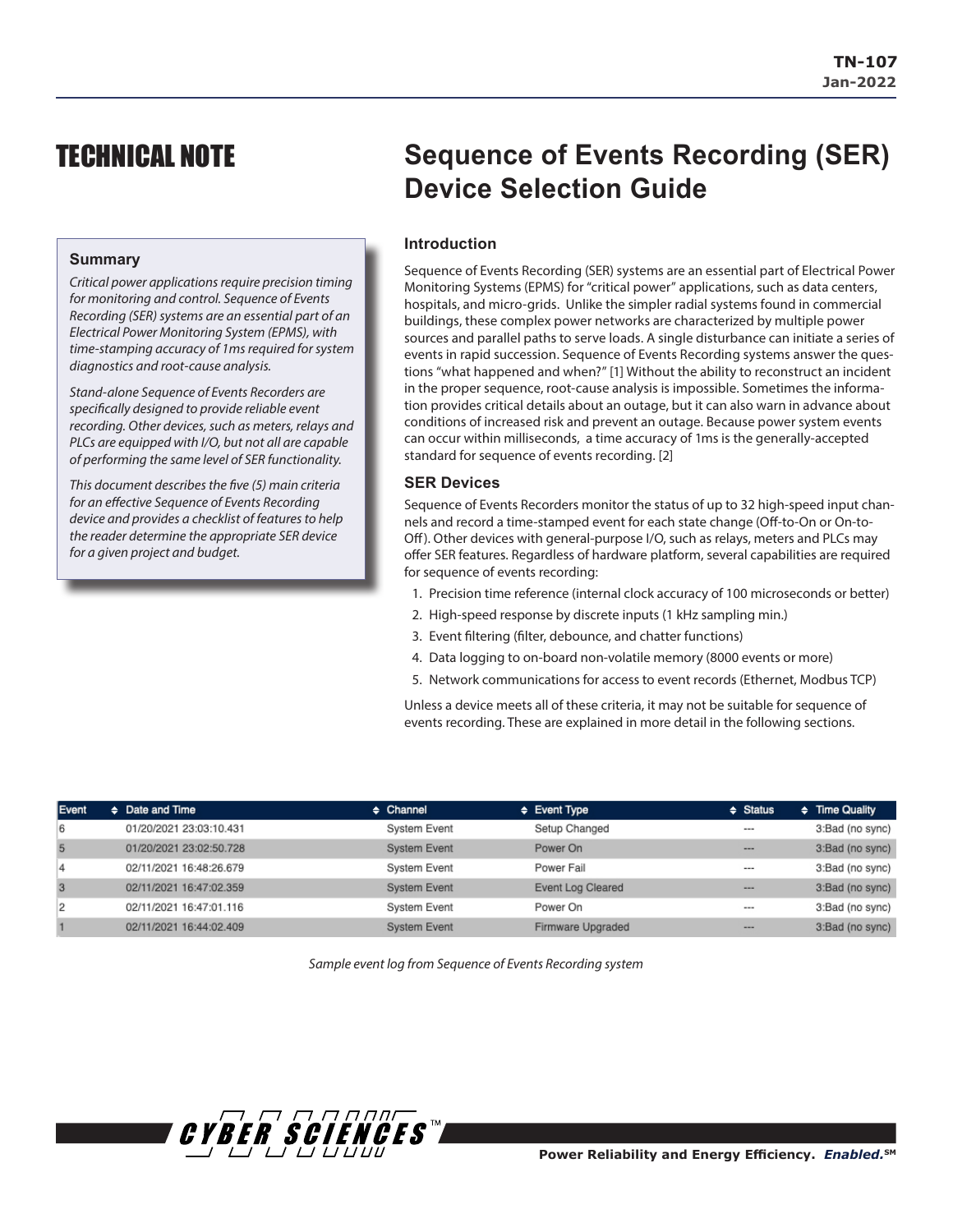TN-107
Jan-2022

# TECHNICAL NOTE

# Sequence of Events Recording (SER) Device Selection Guide

### Summary

*Critical power applications require precision timing for monitoring and control. Sequence of Events Recording (SER) systems are an essential part of an Electrical Power Monitoring System (EPMS), with time-stamping accuracy of 1ms required for system diagnostics and root-cause analysis.*

*Stand-alone Sequence of Events Recorders are specifically designed to provide reliable event recording. Other devices, such as meters, relays and PLCs are equipped with I/O, but not all are capable of performing the same level of SER functionality.*

*This document describes the five (5) main criteria for an effective Sequence of Events Recording device and provides a checklist of features to help the reader determine the appropriate SER device for a given project and budget.*

## Introduction

Sequence of Events Recording (SER) systems are an essential part of Electrical Power Monitoring Systems (EPMS) for "critical power" applications, such as data centers, hospitals, and micro-grids. Unlike the simpler radial systems found in commercial buildings, these complex power networks are characterized by multiple power sources and parallel paths to serve loads. A single disturbance can initiate a series of events in rapid succession. Sequence of Events Recording systems answer the questions "what happened and when?" [1] Without the ability to reconstruct an incident in the proper sequence, root-cause analysis is impossible. Sometimes the information provides critical details about an outage, but it can also warn in advance about conditions of increased risk and prevent an outage. Because power system events can occur within milliseconds, a time accuracy of 1ms is the generally-accepted standard for sequence of events recording. [2]

## SER Devices

Sequence of Events Recorders monitor the status of up to 32 high-speed input channels and record a time-stamped event for each state change (Off-to-On or On-to-Off). Other devices with general-purpose I/O, such as relays, meters and PLCs may offer SER features. Regardless of hardware platform, several capabilities are required for sequence of events recording:

1. Precision time reference (internal clock accuracy of 100 microseconds or better)
2. High-speed response by discrete inputs (1 kHz sampling min.)
3. Event filtering (filter, debounce, and chatter functions)
4. Data logging to on-board non-volatile memory (8000 events or more)
5. Network communications for access to event records (Ethernet, Modbus TCP)

Unless a device meets all of these criteria, it may not be suitable for sequence of events recording. These are explained in more detail in the following sections.

| Event | Date and Time | Channel | Event Type | Status | Time Quality |
|---|---|---|---|---|---|
| 6 | 01/20/2021 23:03:10.431 | System Event | Setup Changed | --- | 3:Bad (no sync) |
| 5 | 01/20/2021 23:02:50.728 | System Event | Power On | --- | 3:Bad (no sync) |
| 4 | 02/11/2021 16:48:26.679 | System Event | Power Fail | --- | 3:Bad (no sync) |
| 3 | 02/11/2021 16:47:02.359 | System Event | Event Log Cleared | --- | 3:Bad (no sync) |
| 2 | 02/11/2021 16:47:01.116 | System Event | Power On | --- | 3:Bad (no sync) |
| 1 | 02/11/2021 16:44:02.409 | System Event | Firmware Upgraded | --- | 3:Bad (no sync) |

*Sample event log from Sequence of Events Recording system*

CYBER SCIENCES™ Power Reliability and Energy Efficiency. ***Enabled.***℠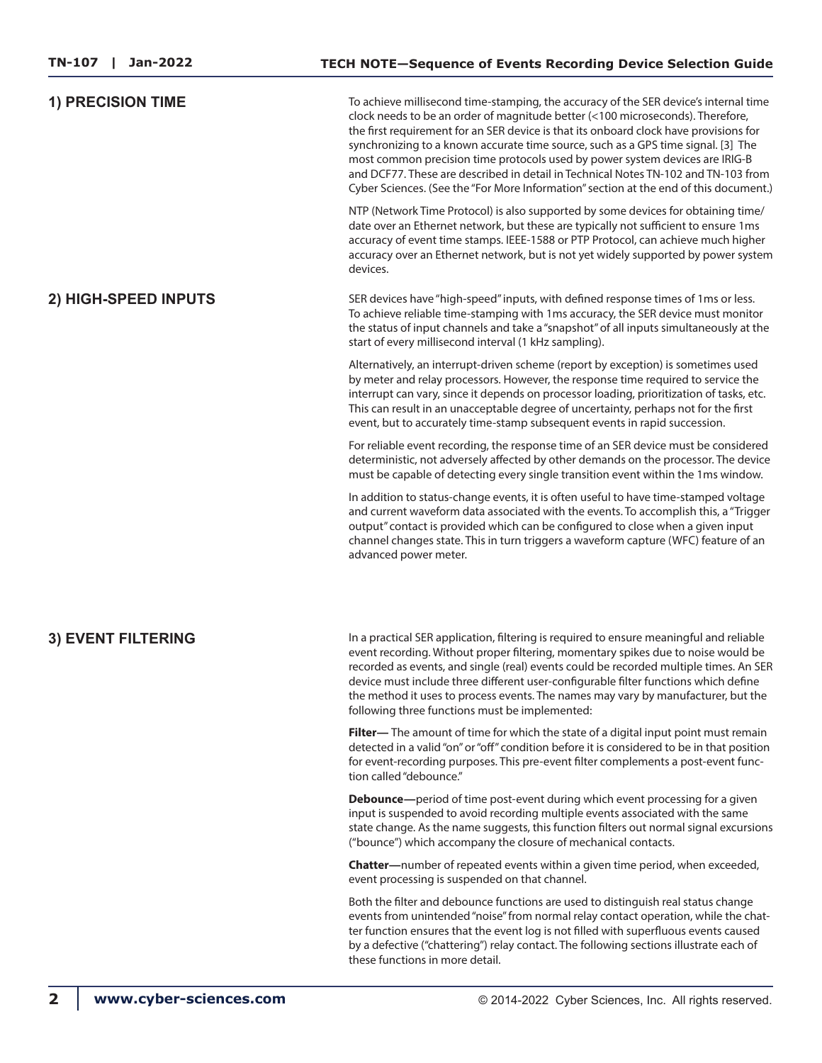## 1) PRECISION TIME

To achieve millisecond time-stamping, the accuracy of the SER device's internal time clock needs to be an order of magnitude better (<100 microseconds). Therefore, the first requirement for an SER device is that its onboard clock have provisions for synchronizing to a known accurate time source, such as a GPS time signal. [3] The most common precision time protocols used by power system devices are IRIG-B and DCF77. These are described in detail in Technical Notes TN-102 and TN-103 from Cyber Sciences. (See the "For More Information" section at the end of this document.)

NTP (Network Time Protocol) is also supported by some devices for obtaining time/date over an Ethernet network, but these are typically not sufficient to ensure 1ms accuracy of event time stamps. IEEE-1588 or PTP Protocol, can achieve much higher accuracy over an Ethernet network, but is not yet widely supported by power system devices.

## 2) HIGH-SPEED INPUTS

SER devices have "high-speed" inputs, with defined response times of 1ms or less. To achieve reliable time-stamping with 1ms accuracy, the SER device must monitor the status of input channels and take a "snapshot" of all inputs simultaneously at the start of every millisecond interval (1 kHz sampling).

Alternatively, an interrupt-driven scheme (report by exception) is sometimes used by meter and relay processors. However, the response time required to service the interrupt can vary, since it depends on processor loading, prioritization of tasks, etc. This can result in an unacceptable degree of uncertainty, perhaps not for the first event, but to accurately time-stamp subsequent events in rapid succession.

For reliable event recording, the response time of an SER device must be considered deterministic, not adversely affected by other demands on the processor. The device must be capable of detecting every single transition event within the 1ms window.

In addition to status-change events, it is often useful to have time-stamped voltage and current waveform data associated with the events. To accomplish this, a "Trigger output" contact is provided which can be configured to close when a given input channel changes state. This in turn triggers a waveform capture (WFC) feature of an advanced power meter.

## 3) EVENT FILTERING

In a practical SER application, filtering is required to ensure meaningful and reliable event recording. Without proper filtering, momentary spikes due to noise would be recorded as events, and single (real) events could be recorded multiple times. An SER device must include three different user-configurable filter functions which define the method it uses to process events. The names may vary by manufacturer, but the following three functions must be implemented:

**Filter—** The amount of time for which the state of a digital input point must remain detected in a valid "on" or "off" condition before it is considered to be in that position for event-recording purposes. This pre-event filter complements a post-event function called "debounce."

**Debounce—**period of time post-event during which event processing for a given input is suspended to avoid recording multiple events associated with the same state change. As the name suggests, this function filters out normal signal excursions ("bounce") which accompany the closure of mechanical contacts.

**Chatter—**number of repeated events within a given time period, when exceeded, event processing is suspended on that channel.

Both the filter and debounce functions are used to distinguish real status change events from unintended "noise" from normal relay contact operation, while the chatter function ensures that the event log is not filled with superfluous events caused by a defective ("chattering") relay contact. The following sections illustrate each of these functions in more detail.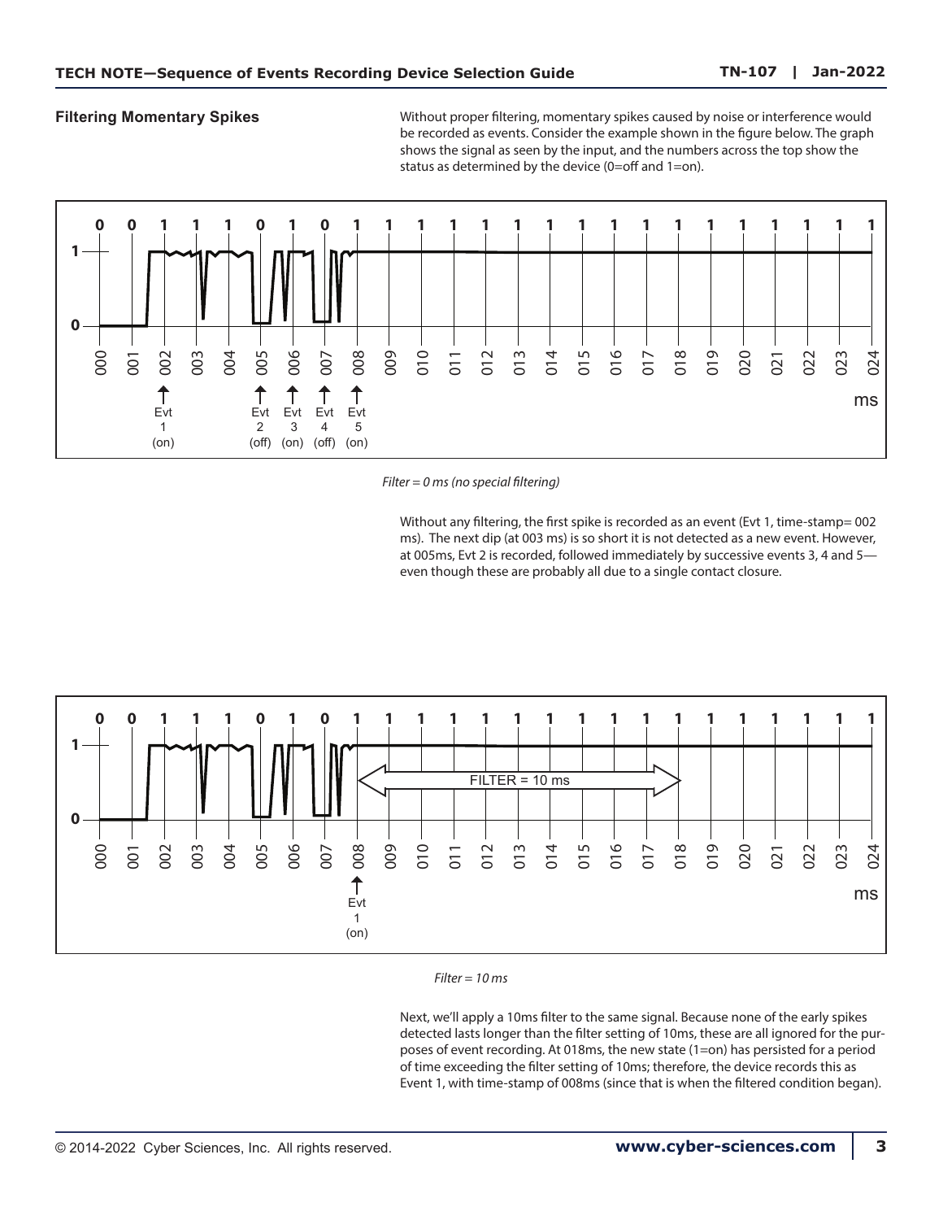## Filtering Momentary Spikes

Without proper filtering, momentary spikes caused by noise or interference would be recorded as events. Consider the example shown in the figure below. The graph shows the signal as seen by the input, and the numbers across the top show the status as determined by the device (0=off and 1=on).

*Filter = 0 ms (no special filtering)*

Without any filtering, the first spike is recorded as an event (Evt 1, time-stamp= 002 ms). The next dip (at 003 ms) is so short it is not detected as a new event. However, at 005ms, Evt 2 is recorded, followed immediately by successive events 3, 4 and 5—even though these are probably all due to a single contact closure.

*Filter = 10 ms*

Next, we'll apply a 10ms filter to the same signal. Because none of the early spikes detected lasts longer than the filter setting of 10ms, these are all ignored for the purposes of event recording. At 018ms, the new state (1=on) has persisted for a period of time exceeding the filter setting of 10ms; therefore, the device records this as Event 1, with time-stamp of 008ms (since that is when the filtered condition began).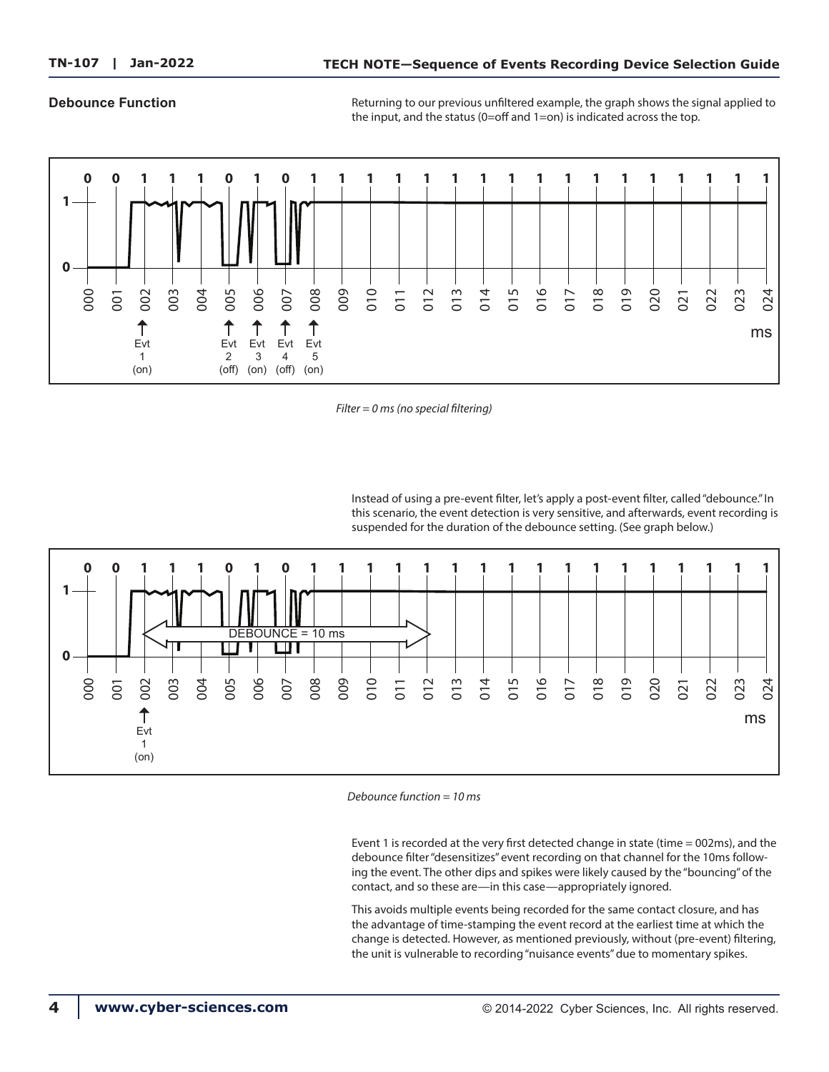## Debounce Function

Returning to our previous unfiltered example, the graph shows the signal applied to the input, and the status (0=off and 1=on) is indicated across the top.

*Filter = 0 ms (no special filtering)*

Instead of using a pre-event filter, let's apply a post-event filter, called "debounce." In this scenario, the event detection is very sensitive, and afterwards, event recording is suspended for the duration of the debounce setting. (See graph below.)

*Debounce function = 10 ms*

Event 1 is recorded at the very first detected change in state (time = 002ms), and the debounce filter "desensitizes" event recording on that channel for the 10ms following the event. The other dips and spikes were likely caused by the "bouncing" of the contact, and so these are—in this case—appropriately ignored.

This avoids multiple events being recorded for the same contact closure, and has the advantage of time-stamping the event record at the earliest time at which the change is detected. However, as mentioned previously, without (pre-event) filtering, the unit is vulnerable to recording "nuisance events" due to momentary spikes.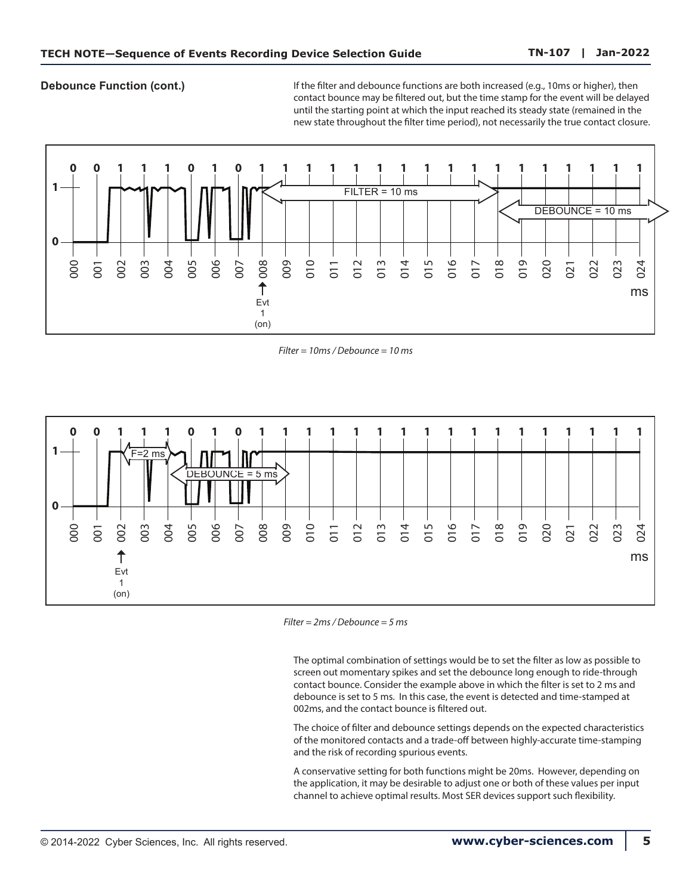### Debounce Function (cont.)

If the filter and debounce functions are both increased (e.g., 10ms or higher), then contact bounce may be filtered out, but the time stamp for the event will be delayed until the starting point at which the input reached its steady state (remained in the new state throughout the filter time period), not necessarily the true contact closure.

*Filter = 10ms / Debounce = 10 ms*

*Filter = 2ms / Debounce = 5 ms*

The optimal combination of settings would be to set the filter as low as possible to screen out momentary spikes and set the debounce long enough to ride-through contact bounce. Consider the example above in which the filter is set to 2 ms and debounce is set to 5 ms. In this case, the event is detected and time-stamped at 002ms, and the contact bounce is filtered out.

The choice of filter and debounce settings depends on the expected characteristics of the monitored contacts and a trade-off between highly-accurate time-stamping and the risk of recording spurious events.

A conservative setting for both functions might be 20ms. However, depending on the application, it may be desirable to adjust one or both of these values per input channel to achieve optimal results. Most SER devices support such flexibility.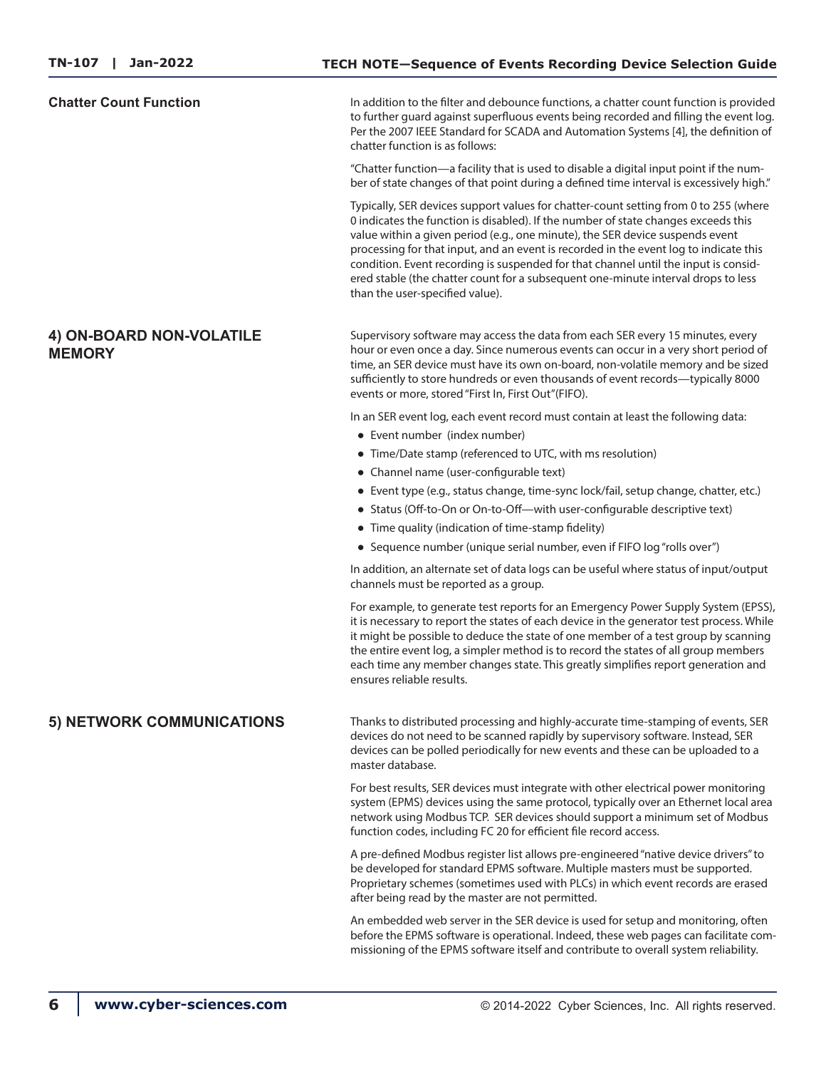### Chatter Count Function

In addition to the filter and debounce functions, a chatter count function is provided to further guard against superfluous events being recorded and filling the event log. Per the 2007 IEEE Standard for SCADA and Automation Systems [4], the definition of chatter function is as follows:

"Chatter function—a facility that is used to disable a digital input point if the number of state changes of that point during a defined time interval is excessively high."

Typically, SER devices support values for chatter-count setting from 0 to 255 (where 0 indicates the function is disabled). If the number of state changes exceeds this value within a given period (e.g., one minute), the SER device suspends event processing for that input, and an event is recorded in the event log to indicate this condition. Event recording is suspended for that channel until the input is considered stable (the chatter count for a subsequent one-minute interval drops to less than the user-specified value).

## 4) ON-BOARD NON-VOLATILE MEMORY

Supervisory software may access the data from each SER every 15 minutes, every hour or even once a day. Since numerous events can occur in a very short period of time, an SER device must have its own on-board, non-volatile memory and be sized sufficiently to store hundreds or even thousands of event records—typically 8000 events or more, stored "First In, First Out"(FIFO).

In an SER event log, each event record must contain at least the following data:

- Event number (index number)
- Time/Date stamp (referenced to UTC, with ms resolution)
- Channel name (user-configurable text)
- Event type (e.g., status change, time-sync lock/fail, setup change, chatter, etc.)
- Status (Off-to-On or On-to-Off—with user-configurable descriptive text)
- Time quality (indication of time-stamp fidelity)
- Sequence number (unique serial number, even if FIFO log "rolls over")

In addition, an alternate set of data logs can be useful where status of input/output channels must be reported as a group.

For example, to generate test reports for an Emergency Power Supply System (EPSS), it is necessary to report the states of each device in the generator test process. While it might be possible to deduce the state of one member of a test group by scanning the entire event log, a simpler method is to record the states of all group members each time any member changes state. This greatly simplifies report generation and ensures reliable results.

## 5) NETWORK COMMUNICATIONS

Thanks to distributed processing and highly-accurate time-stamping of events, SER devices do not need to be scanned rapidly by supervisory software. Instead, SER devices can be polled periodically for new events and these can be uploaded to a master database.

For best results, SER devices must integrate with other electrical power monitoring system (EPMS) devices using the same protocol, typically over an Ethernet local area network using Modbus TCP. SER devices should support a minimum set of Modbus function codes, including FC 20 for efficient file record access.

A pre-defined Modbus register list allows pre-engineered "native device drivers" to be developed for standard EPMS software. Multiple masters must be supported. Proprietary schemes (sometimes used with PLCs) in which event records are erased after being read by the master are not permitted.

An embedded web server in the SER device is used for setup and monitoring, often before the EPMS software is operational. Indeed, these web pages can facilitate commissioning of the EPMS software itself and contribute to overall system reliability.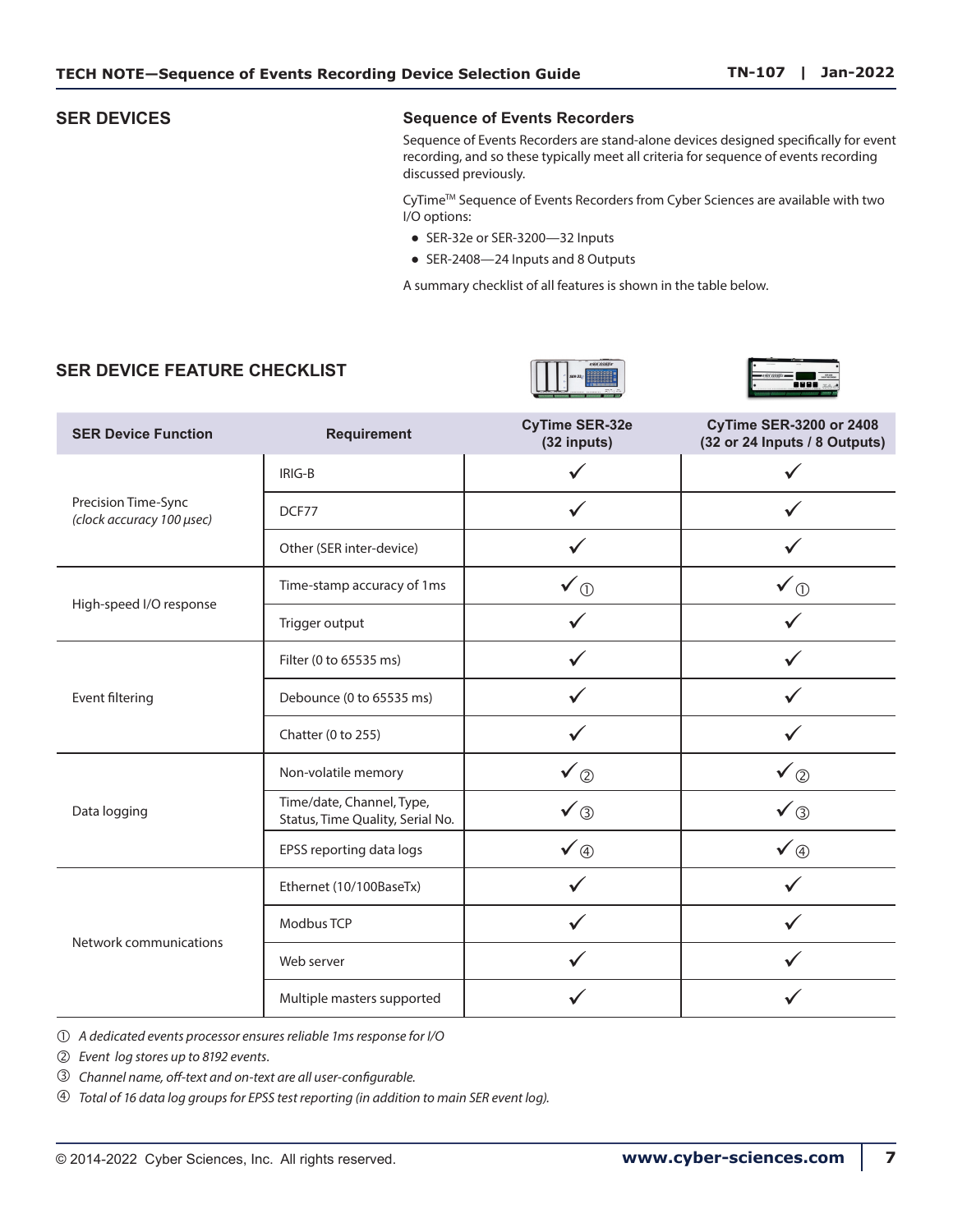## SER DEVICES

### Sequence of Events Recorders

Sequence of Events Recorders are stand-alone devices designed specifically for event recording, and so these typically meet all criteria for sequence of events recording discussed previously.

CyTime™ Sequence of Events Recorders from Cyber Sciences are available with two I/O options:

- SER-32e or SER-3200—32 Inputs
- SER-2408—24 Inputs and 8 Outputs

A summary checklist of all features is shown in the table below.

## SER DEVICE FEATURE CHECKLIST

| SER Device Function | Requirement | CyTime SER-32e (32 inputs) | CyTime SER-3200 or 2408 (32 or 24 Inputs / 8 Outputs) |
|---|---|---|---|
| Precision Time-Sync *(clock accuracy 100 µsec)* | IRIG-B | ✓ | ✓ |
| | DCF77 | ✓ | ✓ |
| | Other (SER inter-device) | ✓ | ✓ |
| High-speed I/O response | Time-stamp accuracy of 1ms | ✓ ① | ✓ ① |
| | Trigger output | ✓ | ✓ |
| Event filtering | Filter (0 to 65535 ms) | ✓ | ✓ |
| | Debounce (0 to 65535 ms) | ✓ | ✓ |
| | Chatter (0 to 255) | ✓ | ✓ |
| Data logging | Non-volatile memory | ✓ ② | ✓ ② |
| | Time/date, Channel, Type, Status, Time Quality, Serial No. | ✓ ③ | ✓ ③ |
| | EPSS reporting data logs | ✓ ④ | ✓ ④ |
| Network communications | Ethernet (10/100BaseTx) | ✓ | ✓ |
| | Modbus TCP | ✓ | ✓ |
| | Web server | ✓ | ✓ |
| | Multiple masters supported | ✓ | ✓ |

① *A dedicated events processor ensures reliable 1ms response for I/O*

② *Event log stores up to 8192 events.*

③ *Channel name, off-text and on-text are all user-configurable.*

④ *Total of 16 data log groups for EPSS test reporting (in addition to main SER event log).*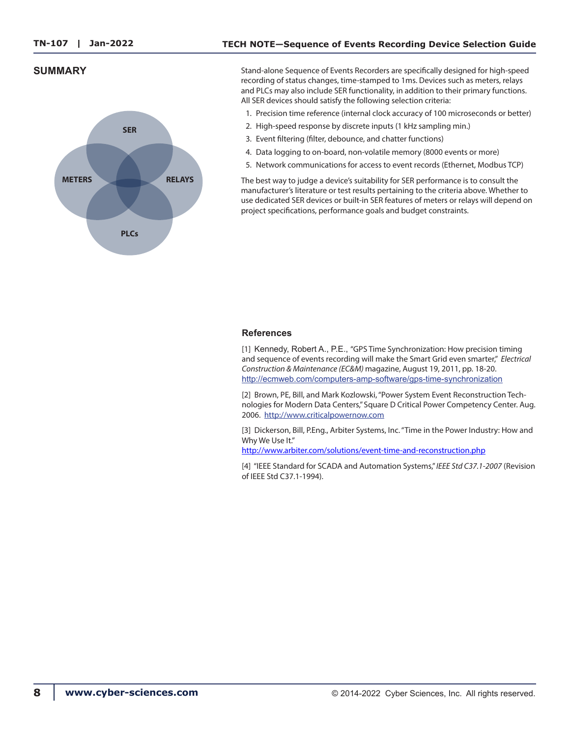## SUMMARY

SER

METERS

RELAYS

PLCs

Stand-alone Sequence of Events Recorders are specifically designed for high-speed recording of status changes, time-stamped to 1ms. Devices such as meters, relays and PLCs may also include SER functionality, in addition to their primary functions. All SER devices should satisfy the following selection criteria:

1. Precision time reference (internal clock accuracy of 100 microseconds or better)
2. High-speed response by discrete inputs (1 kHz sampling min.)
3. Event filtering (filter, debounce, and chatter functions)
4. Data logging to on-board, non-volatile memory (8000 events or more)
5. Network communications for access to event records (Ethernet, Modbus TCP)

The best way to judge a device's suitability for SER performance is to consult the manufacturer's literature or test results pertaining to the criteria above. Whether to use dedicated SER devices or built-in SER features of meters or relays will depend on project specifications, performance goals and budget constraints.

### References

[1] Kennedy, Robert A., P.E., "GPS Time Synchronization: How precision timing and sequence of events recording will make the Smart Grid even smarter," *Electrical Construction & Maintenance (EC&M)* magazine, August 19, 2011, pp. 18-20. http://ecmweb.com/computers-amp-software/gps-time-synchronization

[2] Brown, PE, Bill, and Mark Kozlowski, "Power System Event Reconstruction Technologies for Modern Data Centers," Square D Critical Power Competency Center. Aug. 2006. http://www.criticalpowernow.com

[3] Dickerson, Bill, P.Eng., Arbiter Systems, Inc. "Time in the Power Industry: How and Why We Use It." http://www.arbiter.com/solutions/event-time-and-reconstruction.php

[4] "IEEE Standard for SCADA and Automation Systems," *IEEE Std C37.1-2007* (Revision of IEEE Std C37.1-1994).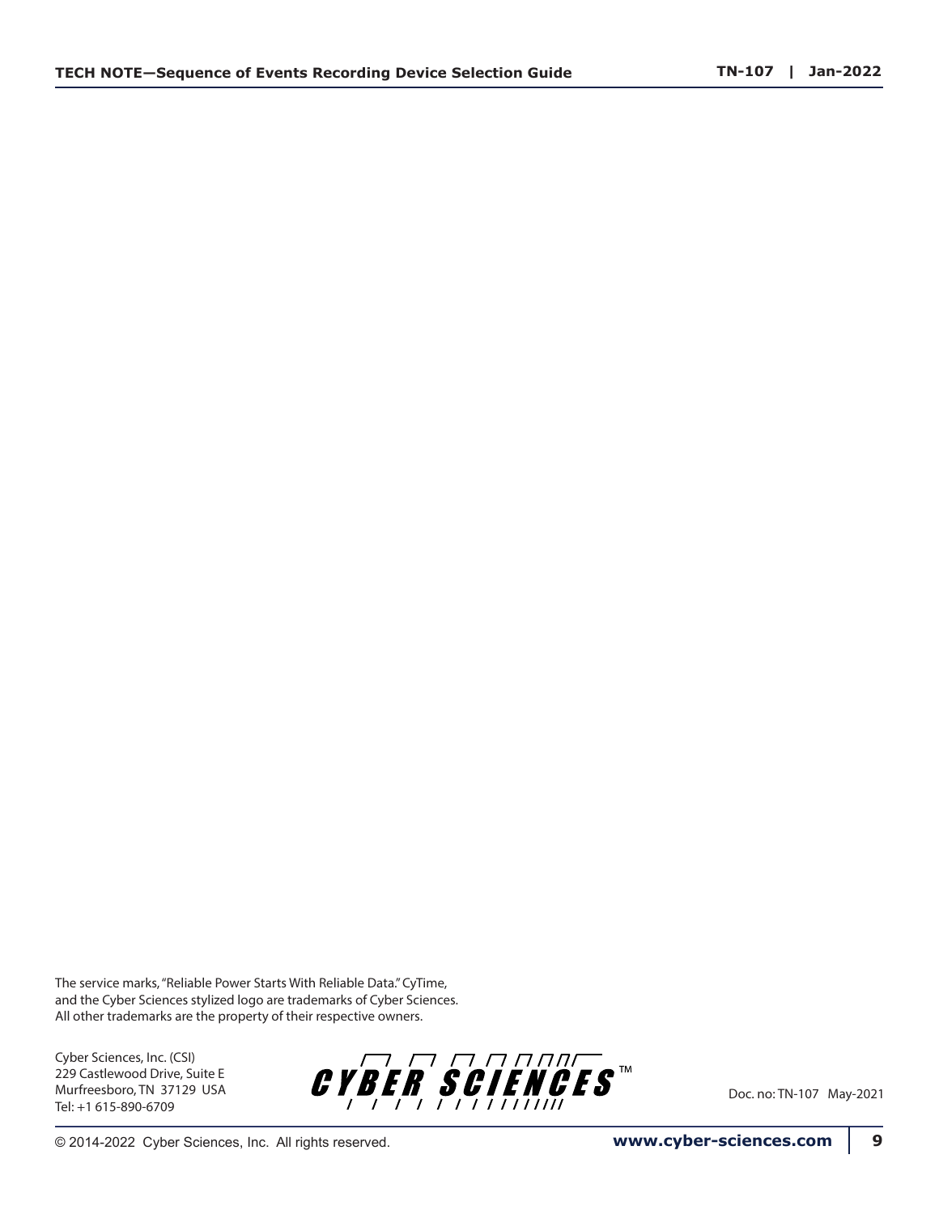The service marks, "Reliable Power Starts With Reliable Data." CyTime, and the Cyber Sciences stylized logo are trademarks of Cyber Sciences. All other trademarks are the property of their respective owners.

Cyber Sciences, Inc. (CSI)
229 Castlewood Drive, Suite E
Murfreesboro, TN 37129 USA
Tel: +1 615-890-6709

CYBER SCIENCES™

Doc. no: TN-107 May-2021

© 2014-2022 Cyber Sciences, Inc. All rights reserved.